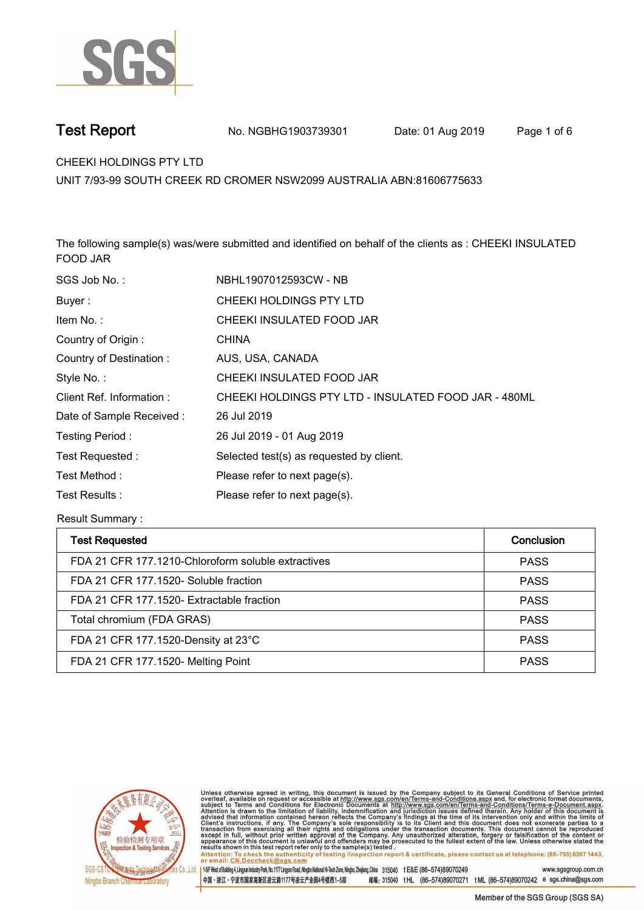# Test Report

No. NGBHG1903739301 Date: 01 Aug 2019

CHEEKI HOLDINGS PTY LTD
UNIT 7/93-99 SOUTH CREEK RD CROMER NSW2099 AUSTRALIA ABN:81606775633

The following sample(s) was/were submitted and identified on behalf of the clients as : CHEEKI INSULATED FOOD JAR

| | |
|---|---|
| SGS Job No. : | NBHL1907012593CW - NB |
| Buyer : | CHEEKI HOLDINGS PTY LTD |
| Item No. : | CHEEKI INSULATED FOOD JAR |
| Country of Origin : | CHINA |
| Country of Destination : | AUS, USA, CANADA |
| Style No. : | CHEEKI INSULATED FOOD JAR |
| Client Ref. Information : | CHEEKI HOLDINGS PTY LTD - INSULATED FOOD JAR - 480ML |
| Date of Sample Received : | 26 Jul 2019 |
| Testing Period : | 26 Jul 2019 - 01 Aug 2019 |
| Test Requested : | Selected test(s) as requested by client. |
| Test Method : | Please refer to next page(s). |
| Test Results : | Please refer to next page(s). |

Result Summary :

| Test Requested | Conclusion |
|---|---|
| FDA 21 CFR 177.1210-Chloroform soluble extractives | PASS |
| FDA 21 CFR 177.1520- Soluble fraction | PASS |
| FDA 21 CFR 177.1520- Extractable fraction | PASS |
| Total chromium (FDA GRAS) | PASS |
| FDA 21 CFR 177.1520-Density at 23°C | PASS |
| FDA 21 CFR 177.1520- Melting Point | PASS |

Unless otherwise agreed in writing, this document is issued by the Company subject to its General Conditions of Service printed overleaf, available on request or accessible at http://www.sgs.com/en/Terms-and-Conditions.aspx and, for electronic format documents, subject to Terms and Conditions for Electronic Documents at http://www.sgs.com/en/Terms-and-Conditions/Terms-e-Document.aspx. Attention is drawn to the limitation of liability, indemnification and jurisdiction issues defined therein. Any holder of this document is advised that information contained hereon reflects the Company's findings at the time of its intervention only and within the limits of Client's instructions, if any. The Company's sole responsibility is to its Client and this document does not exonerate parties to a transaction from exercising all their rights and obligations under the transaction documents. This document cannot be reproduced except in full, without prior written approval of the Company. Any unauthorized alteration, forgery or falsification of the content or appearance of this document is unlawful and offenders may be prosecuted to the fullest extent of the law. Unless otherwise stated the results shown in this test report refer only to the sample(s) tested .
Attention: To check the authenticity of testing /inspection report & certificate, please contact us at telephone: (86-755) 8307 1443, or email: CN.Doccheck@sgs.com

SGS-CSTC Standards Technical Services Co.,Ltd. Ningbo Branch Chemical Laboratory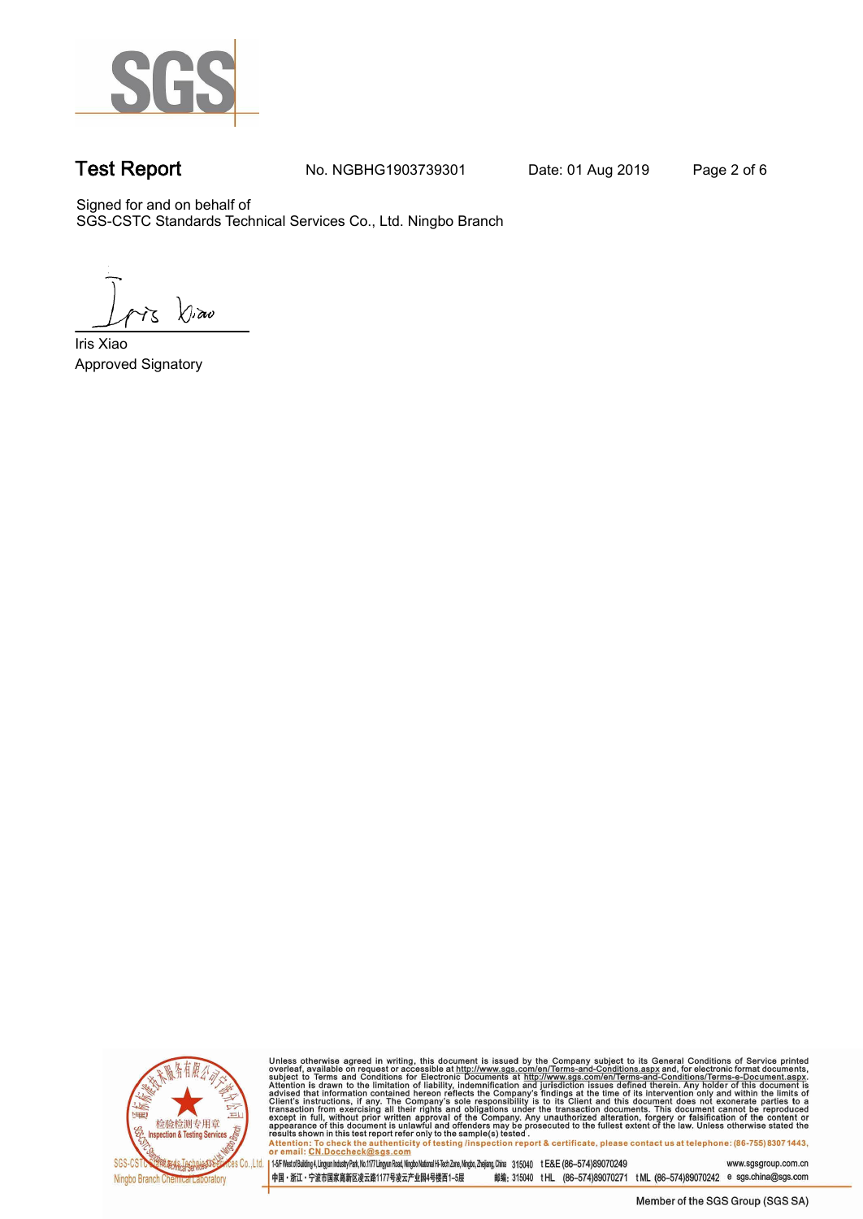# Test Report

No. NGBHG1903739301    Date: 01 Aug 2019

Signed for and on behalf of
SGS-CSTC Standards Technical Services Co., Ltd. Ningbo Branch

Iris Xiao
Approved Signatory

Unless otherwise agreed in writing, this document is issued by the Company subject to its General Conditions of Service printed overleaf, available on request or accessible at http://www.sgs.com/en/Terms-and-Conditions.aspx and, for electronic format documents, subject to Terms and Conditions for Electronic Documents at http://www.sgs.com/en/Terms-and-Conditions/Terms-e-Document.aspx. Attention is drawn to the limitation of liability, indemnification and jurisdiction issues defined therein. Any holder of this document is advised that information contained hereon reflects the Company's findings at the time of its intervention only and within the limits of Client's instructions, if any. The Company's sole responsibility is to its Client and this document does not exonerate parties to a transaction from exercising all their rights and obligations under the transaction documents. This document cannot be reproduced except in full, without prior written approval of the Company. Any unauthorized alteration, forgery or falsification of the content or appearance of this document is unlawful and offenders may be prosecuted to the fullest extent of the law. Unless otherwise stated the results shown in this test report refer only to the sample(s) tested.

Attention: To check the authenticity of testing /inspection report & certificate, please contact us at telephone: (86-755) 8307 1443, or email: CN.Doccheck@sgs.com

1-5F West of Building 4, Lingyun Industry Park, No.1177 Lingyun Road, Ningbo National Hi-Tech Zone, Ningbo, Zhejiang, China 315040 t E&E (86-574)89070249 www.sgsgroup.com.cn

中国・浙江・宁波市国家高新区凌云路1177号凌云产业园4号楼西1-5层 邮编: 315040 t HL (86-574)89070271 t ML (86-574)89070242 e sgs.china@sgs.com

Member of the SGS Group (SGS SA)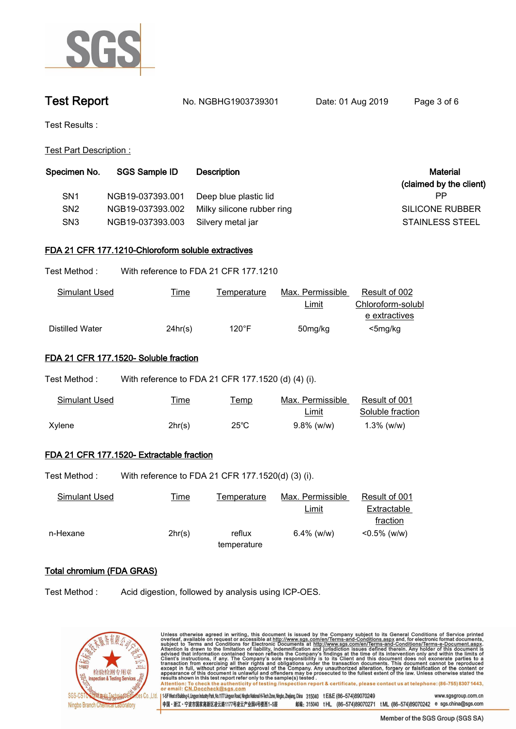# Test Report

No. NGBHG1903739301 Date: 01 Aug 2019

Test Results :

Test Part Description :

| Specimen No. | SGS Sample ID | Description | Material (claimed by the client) |
|---|---|---|---|
| SN1 | NGB19-037393.001 | Deep blue plastic lid | PP |
| SN2 | NGB19-037393.002 | Milky silicone rubber ring | SILICONE RUBBER |
| SN3 | NGB19-037393.003 | Silvery metal jar | STAINLESS STEEL |

## FDA 21 CFR 177.1210-Chloroform soluble extractives

Test Method : With reference to FDA 21 CFR 177.1210

| Simulant Used | Time | Temperature | Max. Permissible Limit | Result of 002 Chloroform-soluble extractives |
|---|---|---|---|---|
| Distilled Water | 24hr(s) | 120°F | 50mg/kg | <5mg/kg |

## FDA 21 CFR 177.1520- Soluble fraction

Test Method : With reference to FDA 21 CFR 177.1520 (d) (4) (i).

| Simulant Used | Time | Temp | Max. Permissible Limit | Result of 001 Soluble fraction |
|---|---|---|---|---|
| Xylene | 2hr(s) | 25℃ | 9.8% (w/w) | 1.3% (w/w) |

## FDA 21 CFR 177.1520- Extractable fraction

Test Method : With reference to FDA 21 CFR 177.1520(d) (3) (i).

| Simulant Used | Time | Temperature | Max. Permissible Limit | Result of 001 Extractable fraction |
|---|---|---|---|---|
| n-Hexane | 2hr(s) | reflux temperature | 6.4% (w/w) | <0.5% (w/w) |

## Total chromium (FDA GRAS)

Test Method : Acid digestion, followed by analysis using ICP-OES.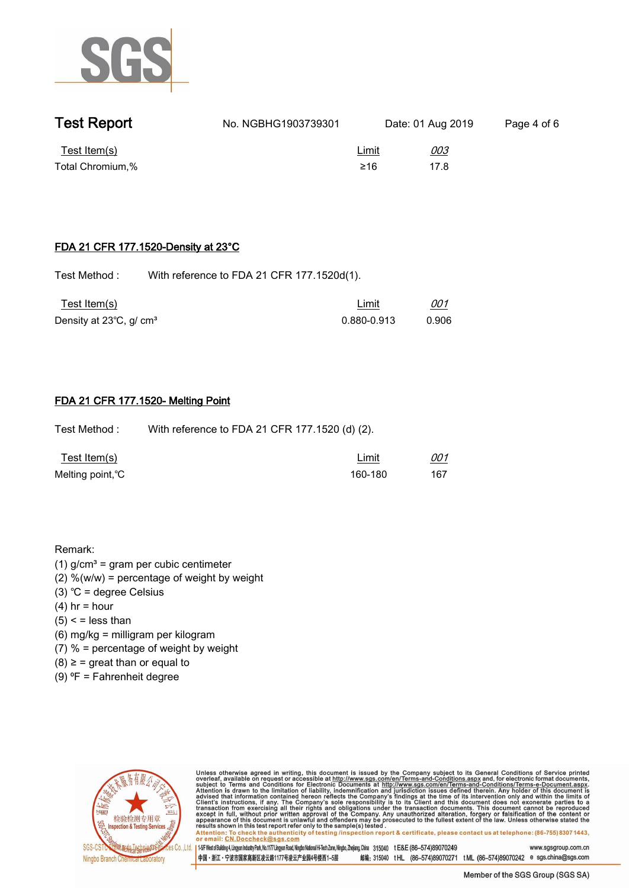| Test Item(s) | Limit | *003* |
|---|---|---|
| Total Chromium,% | ≥16 | 17.8 |

## FDA 21 CFR 177.1520-Density at 23°C

Test Method : With reference to FDA 21 CFR 177.1520d(1).

| Test Item(s) | Limit | *001* |
|---|---|---|
| Density at 23℃, g/ $cm^3$ | 0.880-0.913 | 0.906 |

## FDA 21 CFR 177.1520- Melting Point

Test Method : With reference to FDA 21 CFR 177.1520 (d) (2).

| Test Item(s) | Limit | *001* |
|---|---|---|
| Melting point,℃ | 160-180 | 167 |

Remark:
(1) g/$cm^3$ = gram per cubic centimeter
(2) %(w/w) = percentage of weight by weight
(3) ℃ = degree Celsius
(4) hr = hour
(5) < = less than
(6) mg/kg = milligram per kilogram
(7) % = percentage of weight by weight
(8) ≥ = great than or equal to
(9) ºF = Fahrenheit degree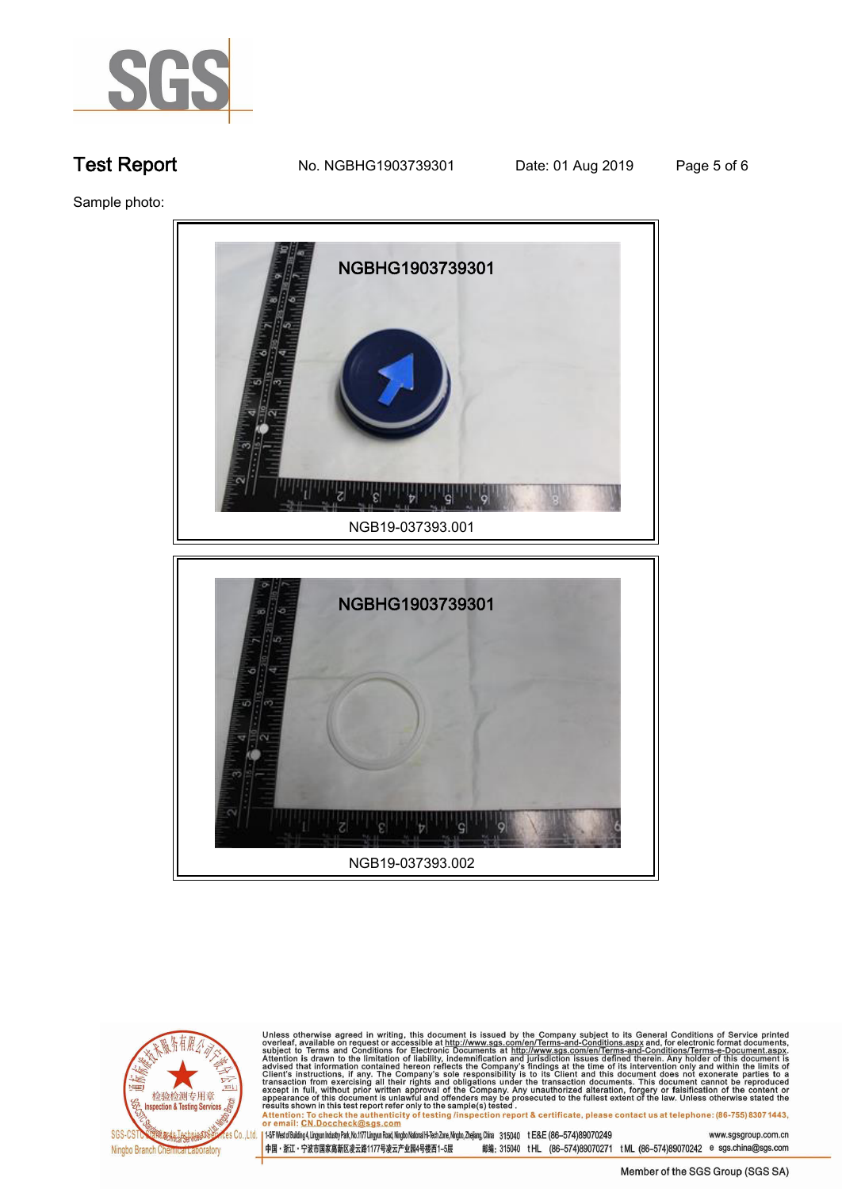**Test Report** No. NGBHG1903739301 Date: 01 Aug 2019

Sample photo:

NGBHG1903739301

NGB19-037393.001

NGBHG1903739301

NGB19-037393.002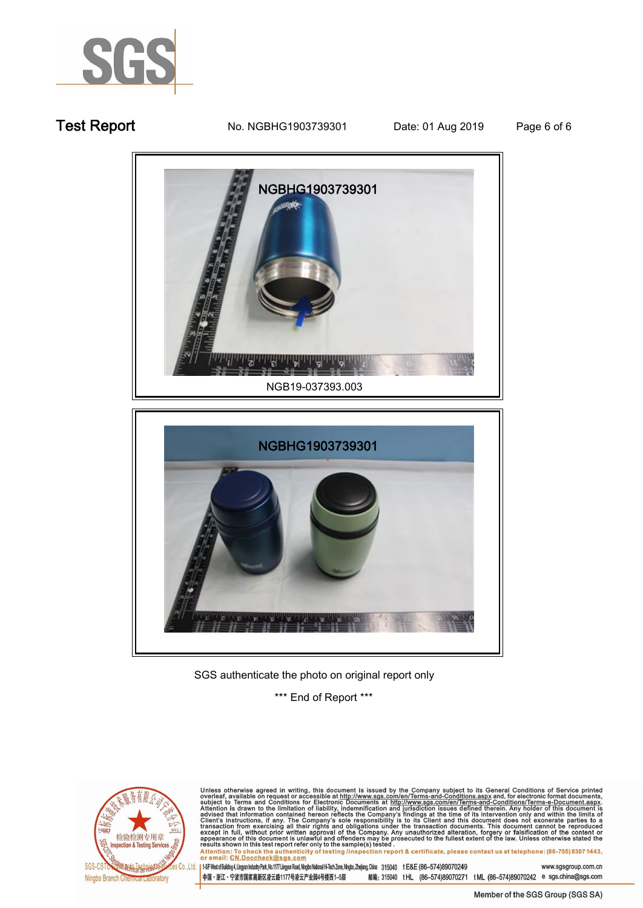NGBHG1903739301

NGB19-037393.003

NGBHG1903739301

SGS authenticate the photo on original report only

*** End of Report ***